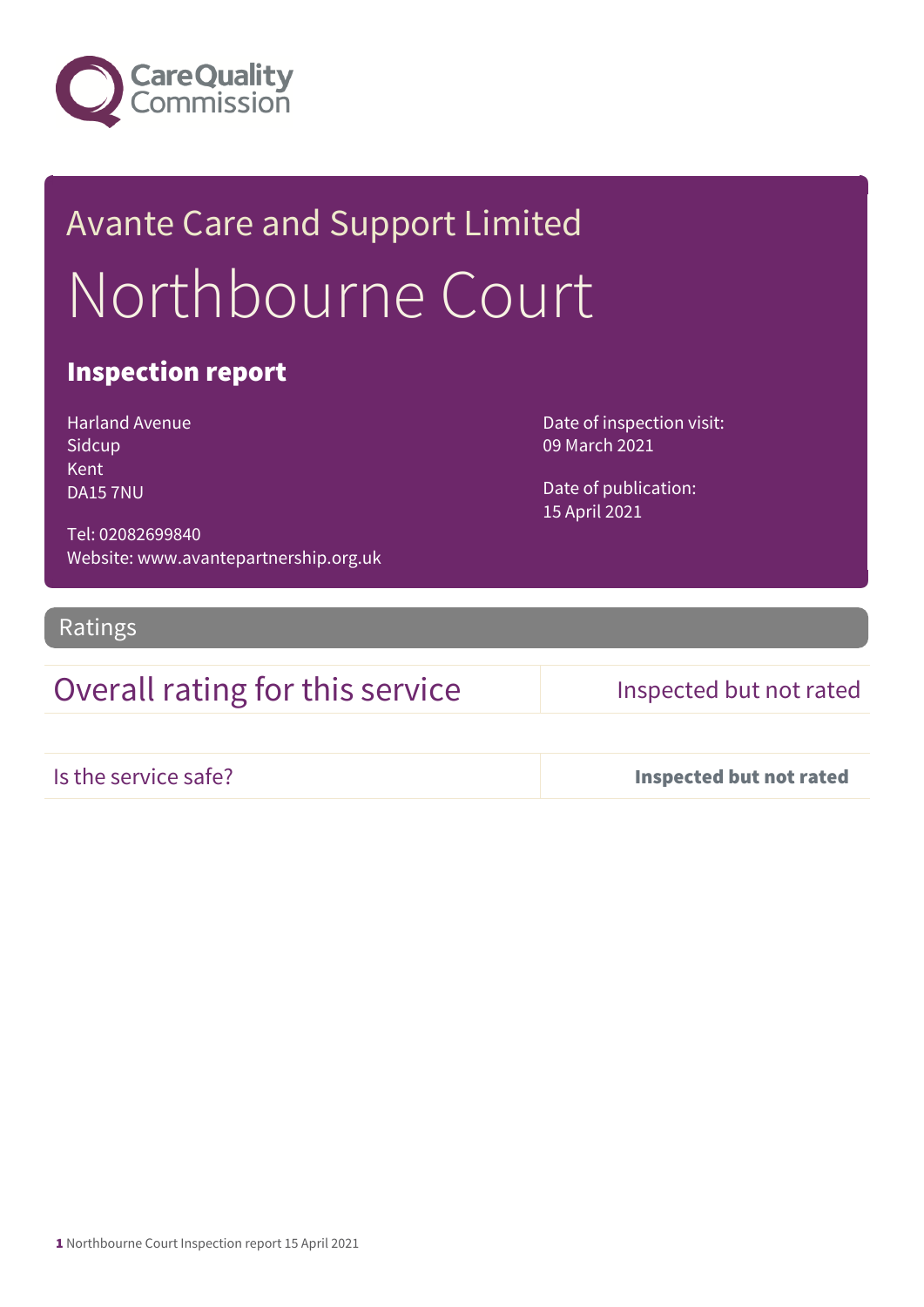Care Quality Commission

# Avante Care and Support Limited

# Northbourne Court

## Inspection report

Harland Avenue
Sidcup
Kent
DA15 7NU

Tel: 02082699840
Website: www.avantepartnership.org.uk

Date of inspection visit:
09 March 2021

Date of publication:
15 April 2021

## Ratings

| Overall rating for this service | Inspected but not rated |
| --- | --- |
| Is the service safe? | **Inspected but not rated** |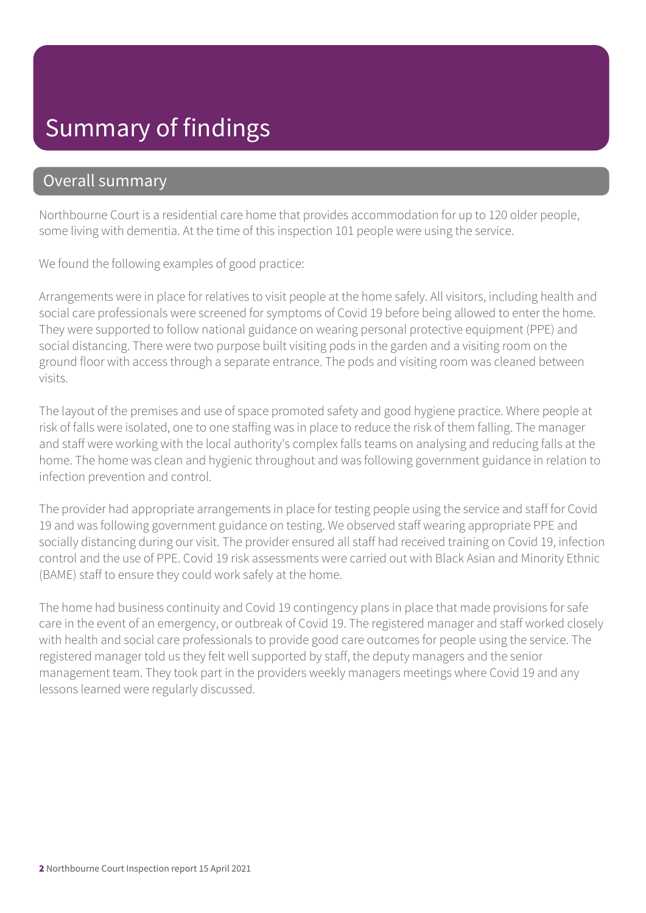# Summary of findings

## Overall summary

Northbourne Court is a residential care home that provides accommodation for up to 120 older people, some living with dementia. At the time of this inspection 101 people were using the service.

We found the following examples of good practice:

Arrangements were in place for relatives to visit people at the home safely. All visitors, including health and social care professionals were screened for symptoms of Covid 19 before being allowed to enter the home. They were supported to follow national guidance on wearing personal protective equipment (PPE) and social distancing. There were two purpose built visiting pods in the garden and a visiting room on the ground floor with access through a separate entrance. The pods and visiting room was cleaned between visits.

The layout of the premises and use of space promoted safety and good hygiene practice. Where people at risk of falls were isolated, one to one staffing was in place to reduce the risk of them falling. The manager and staff were working with the local authority's complex falls teams on analysing and reducing falls at the home. The home was clean and hygienic throughout and was following government guidance in relation to infection prevention and control.

The provider had appropriate arrangements in place for testing people using the service and staff for Covid 19 and was following government guidance on testing. We observed staff wearing appropriate PPE and socially distancing during our visit. The provider ensured all staff had received training on Covid 19, infection control and the use of PPE. Covid 19 risk assessments were carried out with Black Asian and Minority Ethnic (BAME) staff to ensure they could work safely at the home.

The home had business continuity and Covid 19 contingency plans in place that made provisions for safe care in the event of an emergency, or outbreak of Covid 19. The registered manager and staff worked closely with health and social care professionals to provide good care outcomes for people using the service. The registered manager told us they felt well supported by staff, the deputy managers and the senior management team. They took part in the providers weekly managers meetings where Covid 19 and any lessons learned were regularly discussed.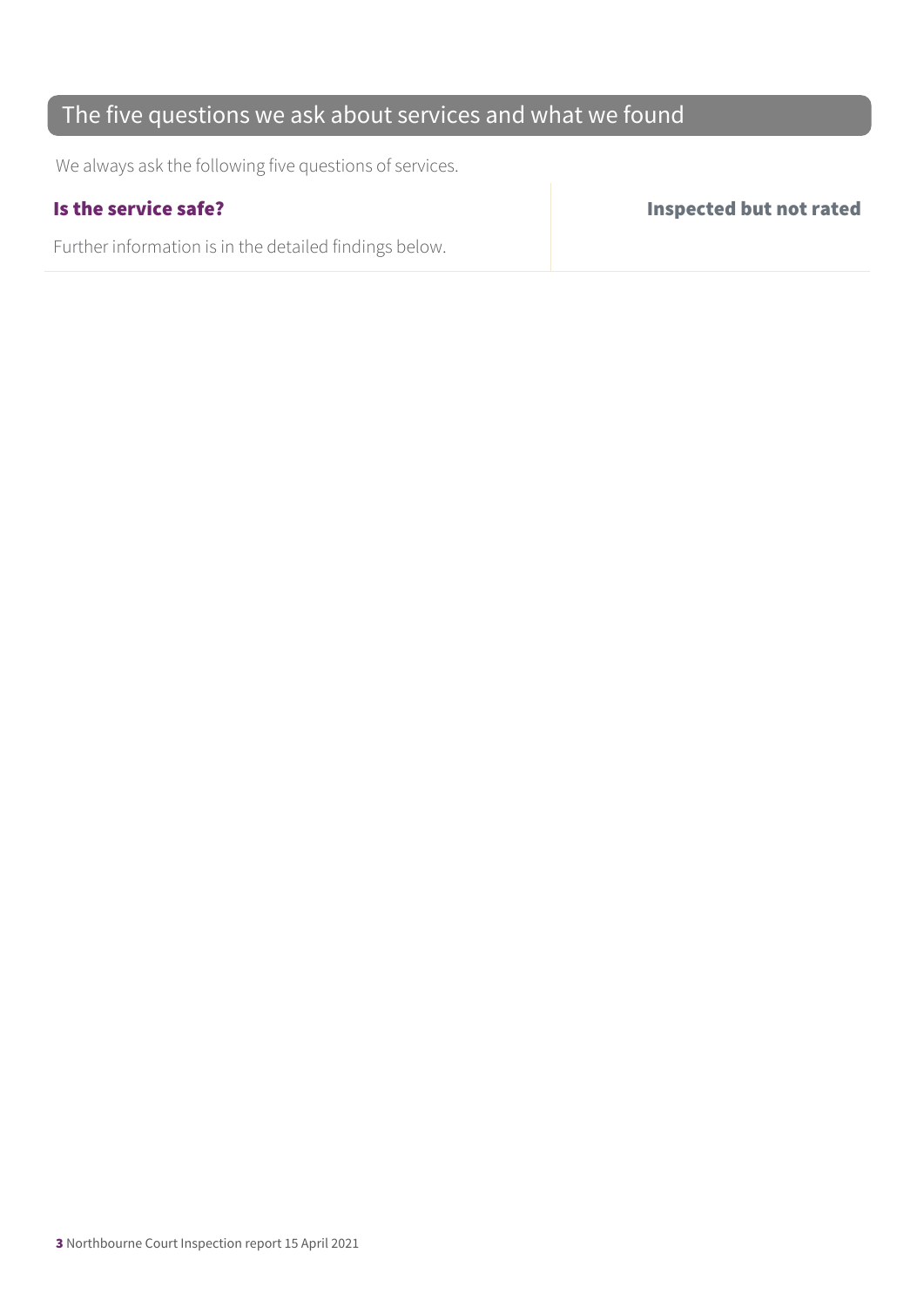## The five questions we ask about services and what we found

We always ask the following five questions of services.

| **Is the service safe?** | **Inspected but not rated** |
| --- | --- |
| Further information is in the detailed findings below. | |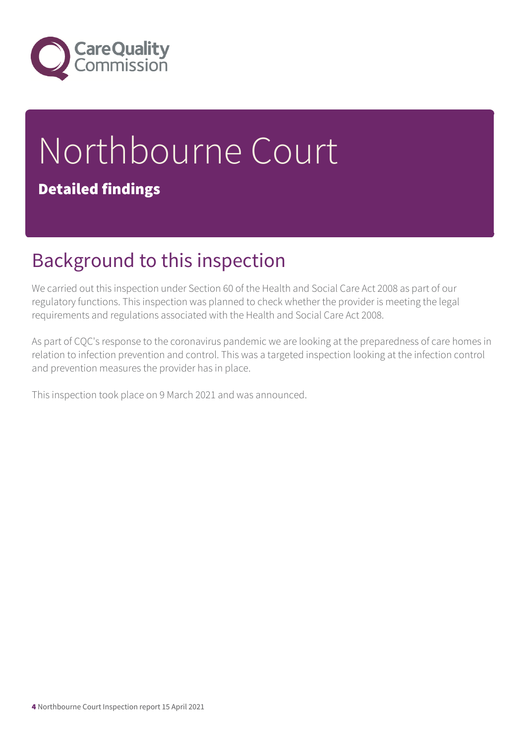# Northbourne Court

**Detailed findings**

## Background to this inspection

We carried out this inspection under Section 60 of the Health and Social Care Act 2008 as part of our regulatory functions. This inspection was planned to check whether the provider is meeting the legal requirements and regulations associated with the Health and Social Care Act 2008.

As part of CQC's response to the coronavirus pandemic we are looking at the preparedness of care homes in relation to infection prevention and control. This was a targeted inspection looking at the infection control and prevention measures the provider has in place.

This inspection took place on 9 March 2021 and was announced.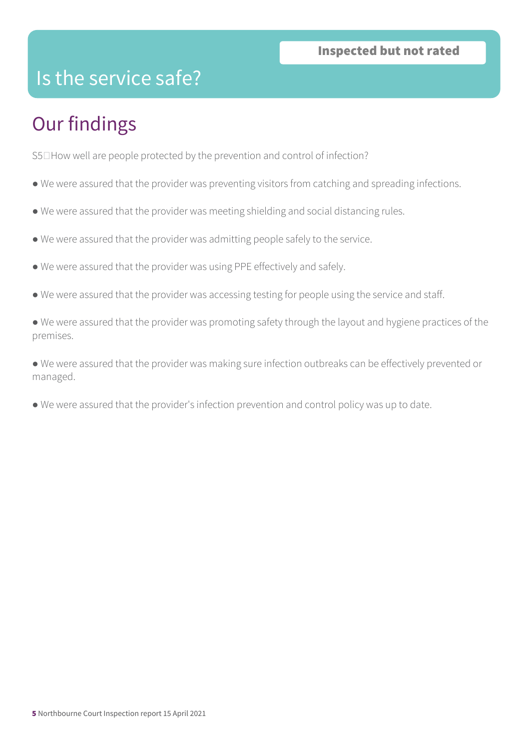# Is the service safe?

**Inspected but not rated**

## Our findings

S5 How well are people protected by the prevention and control of infection?

- We were assured that the provider was preventing visitors from catching and spreading infections.
- We were assured that the provider was meeting shielding and social distancing rules.
- We were assured that the provider was admitting people safely to the service.
- We were assured that the provider was using PPE effectively and safely.
- We were assured that the provider was accessing testing for people using the service and staff.
- We were assured that the provider was promoting safety through the layout and hygiene practices of the premises.
- We were assured that the provider was making sure infection outbreaks can be effectively prevented or managed.
- We were assured that the provider's infection prevention and control policy was up to date.